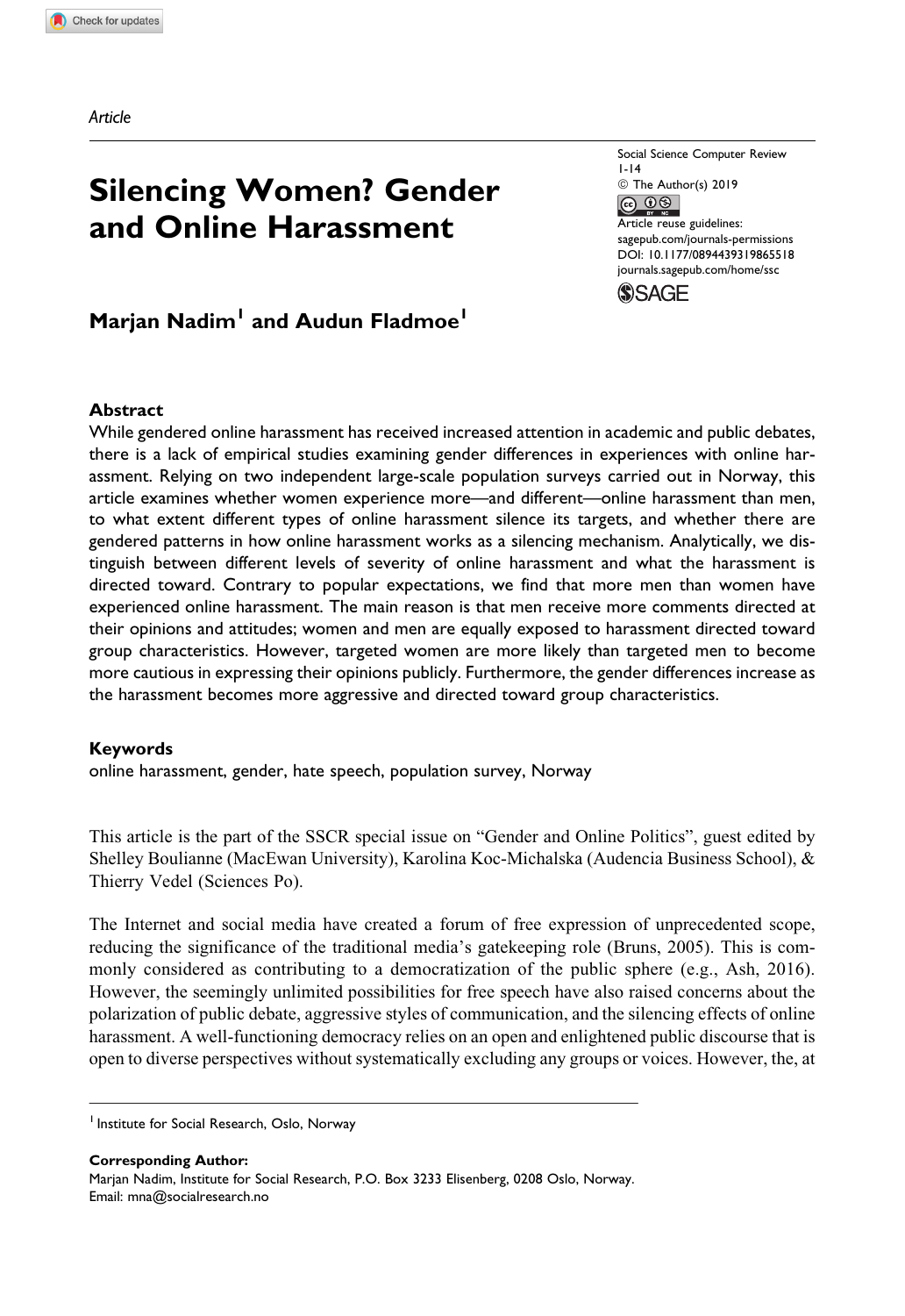*Article*

# Silencing Women? Gender and Online Harassment

**Marjan Nadim[1] and Audun Fladmoe[1]**

## Abstract

While gendered online harassment has received increased attention in academic and public debates, there is a lack of empirical studies examining gender differences in experiences with online harassment. Relying on two independent large-scale population surveys carried out in Norway, this article examines whether women experience more—and different—online harassment than men, to what extent different types of online harassment silence its targets, and whether there are gendered patterns in how online harassment works as a silencing mechanism. Analytically, we distinguish between different levels of severity of online harassment and what the harassment is directed toward. Contrary to popular expectations, we find that more men than women have experienced online harassment. The main reason is that men receive more comments directed at their opinions and attitudes; women and men are equally exposed to harassment directed toward group characteristics. However, targeted women are more likely than targeted men to become more cautious in expressing their opinions publicly. Furthermore, the gender differences increase as the harassment becomes more aggressive and directed toward group characteristics.

## Keywords

online harassment, gender, hate speech, population survey, Norway

This article is the part of the SSCR special issue on "Gender and Online Politics", guest edited by Shelley Boulianne (MacEwan University), Karolina Koc-Michalska (Audencia Business School), & Thierry Vedel (Sciences Po).

The Internet and social media have created a forum of free expression of unprecedented scope, reducing the significance of the traditional media's gatekeeping role (Bruns, 2005). This is commonly considered as contributing to a democratization of the public sphere (e.g., Ash, 2016). However, the seemingly unlimited possibilities for free speech have also raised concerns about the polarization of public debate, aggressive styles of communication, and the silencing effects of online harassment. A well-functioning democracy relies on an open and enlightened public discourse that is open to diverse perspectives without systematically excluding any groups or voices. However, the, at

---

[1] Institute for Social Research, Oslo, Norway

**Corresponding Author:**
Marjan Nadim, Institute for Social Research, P.O. Box 3233 Elisenberg, 0208 Oslo, Norway.
Email: mna@socialresearch.no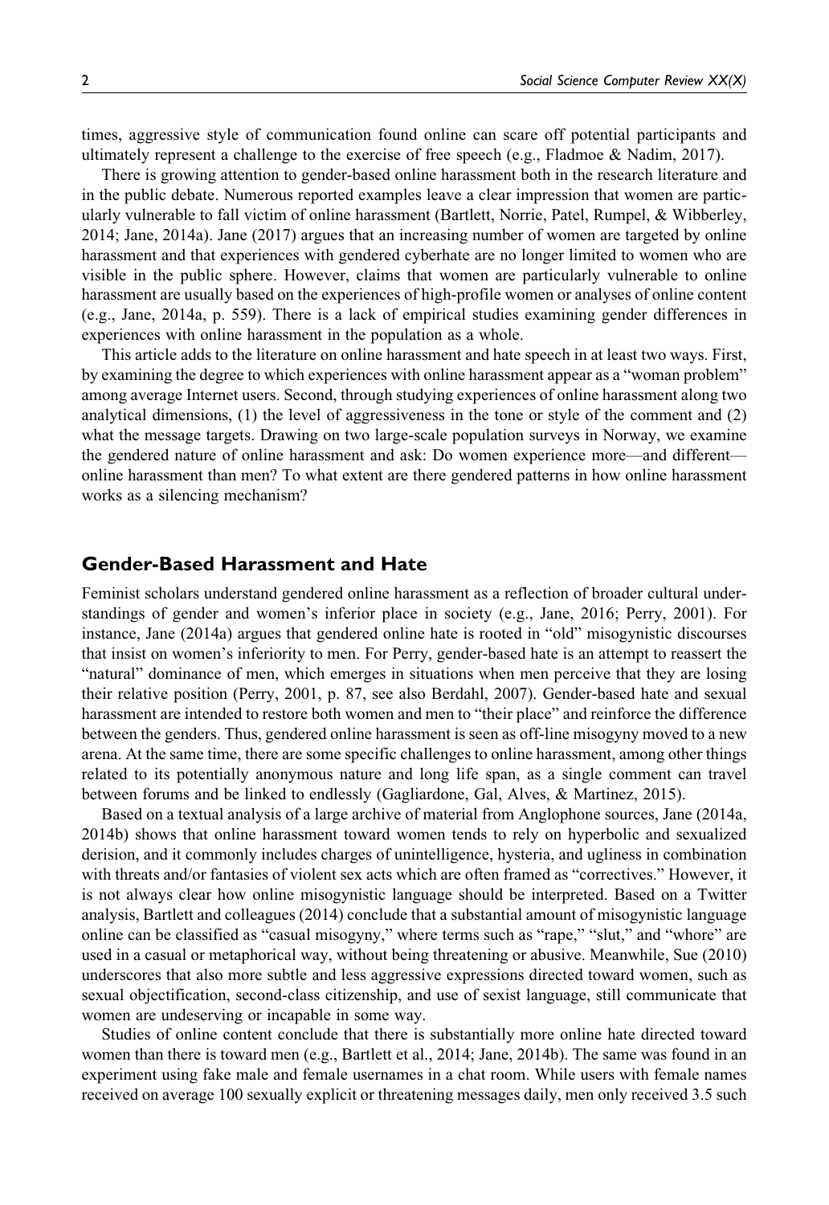times, aggressive style of communication found online can scare off potential participants and ultimately represent a challenge to the exercise of free speech (e.g., Fladmoe & Nadim, 2017).

There is growing attention to gender-based online harassment both in the research literature and in the public debate. Numerous reported examples leave a clear impression that women are particularly vulnerable to fall victim of online harassment (Bartlett, Norrie, Patel, Rumpel, & Wibberley, 2014; Jane, 2014a). Jane (2017) argues that an increasing number of women are targeted by online harassment and that experiences with gendered cyberhate are no longer limited to women who are visible in the public sphere. However, claims that women are particularly vulnerable to online harassment are usually based on the experiences of high-profile women or analyses of online content (e.g., Jane, 2014a, p. 559). There is a lack of empirical studies examining gender differences in experiences with online harassment in the population as a whole.

This article adds to the literature on online harassment and hate speech in at least two ways. First, by examining the degree to which experiences with online harassment appear as a "woman problem" among average Internet users. Second, through studying experiences of online harassment along two analytical dimensions, (1) the level of aggressiveness in the tone or style of the comment and (2) what the message targets. Drawing on two large-scale population surveys in Norway, we examine the gendered nature of online harassment and ask: Do women experience more—and different—online harassment than men? To what extent are there gendered patterns in how online harassment works as a silencing mechanism?

## Gender-Based Harassment and Hate

Feminist scholars understand gendered online harassment as a reflection of broader cultural understandings of gender and women's inferior place in society (e.g., Jane, 2016; Perry, 2001). For instance, Jane (2014a) argues that gendered online hate is rooted in "old" misogynistic discourses that insist on women's inferiority to men. For Perry, gender-based hate is an attempt to reassert the "natural" dominance of men, which emerges in situations when men perceive that they are losing their relative position (Perry, 2001, p. 87, see also Berdahl, 2007). Gender-based hate and sexual harassment are intended to restore both women and men to "their place" and reinforce the difference between the genders. Thus, gendered online harassment is seen as off-line misogyny moved to a new arena. At the same time, there are some specific challenges to online harassment, among other things related to its potentially anonymous nature and long life span, as a single comment can travel between forums and be linked to endlessly (Gagliardone, Gal, Alves, & Martinez, 2015).

Based on a textual analysis of a large archive of material from Anglophone sources, Jane (2014a, 2014b) shows that online harassment toward women tends to rely on hyperbolic and sexualized derision, and it commonly includes charges of unintelligence, hysteria, and ugliness in combination with threats and/or fantasies of violent sex acts which are often framed as "correctives." However, it is not always clear how online misogynistic language should be interpreted. Based on a Twitter analysis, Bartlett and colleagues (2014) conclude that a substantial amount of misogynistic language online can be classified as "casual misogyny," where terms such as "rape," "slut," and "whore" are used in a casual or metaphorical way, without being threatening or abusive. Meanwhile, Sue (2010) underscores that also more subtle and less aggressive expressions directed toward women, such as sexual objectification, second-class citizenship, and use of sexist language, still communicate that women are undeserving or incapable in some way.

Studies of online content conclude that there is substantially more online hate directed toward women than there is toward men (e.g., Bartlett et al., 2014; Jane, 2014b). The same was found in an experiment using fake male and female usernames in a chat room. While users with female names received on average 100 sexually explicit or threatening messages daily, men only received 3.5 such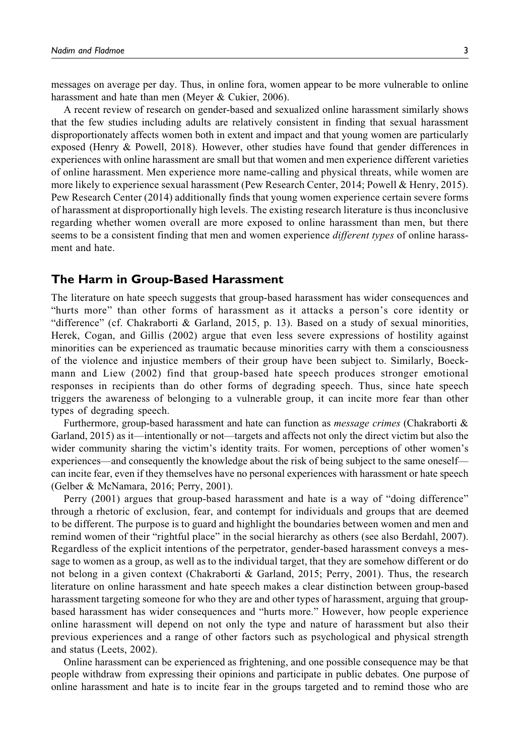messages on average per day. Thus, in online fora, women appear to be more vulnerable to online harassment and hate than men (Meyer & Cukier, 2006).

A recent review of research on gender-based and sexualized online harassment similarly shows that the few studies including adults are relatively consistent in finding that sexual harassment disproportionately affects women both in extent and impact and that young women are particularly exposed (Henry & Powell, 2018). However, other studies have found that gender differences in experiences with online harassment are small but that women and men experience different varieties of online harassment. Men experience more name-calling and physical threats, while women are more likely to experience sexual harassment (Pew Research Center, 2014; Powell & Henry, 2015). Pew Research Center (2014) additionally finds that young women experience certain severe forms of harassment at disproportionally high levels. The existing research literature is thus inconclusive regarding whether women overall are more exposed to online harassment than men, but there seems to be a consistent finding that men and women experience *different types* of online harassment and hate.

## The Harm in Group-Based Harassment

The literature on hate speech suggests that group-based harassment has wider consequences and "hurts more" than other forms of harassment as it attacks a person's core identity or "difference" (cf. Chakraborti & Garland, 2015, p. 13). Based on a study of sexual minorities, Herek, Cogan, and Gillis (2002) argue that even less severe expressions of hostility against minorities can be experienced as traumatic because minorities carry with them a consciousness of the violence and injustice members of their group have been subject to. Similarly, Boeckmann and Liew (2002) find that group-based hate speech produces stronger emotional responses in recipients than do other forms of degrading speech. Thus, since hate speech triggers the awareness of belonging to a vulnerable group, it can incite more fear than other types of degrading speech.

Furthermore, group-based harassment and hate can function as *message crimes* (Chakraborti & Garland, 2015) as it—intentionally or not—targets and affects not only the direct victim but also the wider community sharing the victim's identity traits. For women, perceptions of other women's experiences—and consequently the knowledge about the risk of being subject to the same oneself—can incite fear, even if they themselves have no personal experiences with harassment or hate speech (Gelber & McNamara, 2016; Perry, 2001).

Perry (2001) argues that group-based harassment and hate is a way of "doing difference" through a rhetoric of exclusion, fear, and contempt for individuals and groups that are deemed to be different. The purpose is to guard and highlight the boundaries between women and men and remind women of their "rightful place" in the social hierarchy as others (see also Berdahl, 2007). Regardless of the explicit intentions of the perpetrator, gender-based harassment conveys a message to women as a group, as well as to the individual target, that they are somehow different or do not belong in a given context (Chakraborti & Garland, 2015; Perry, 2001). Thus, the research literature on online harassment and hate speech makes a clear distinction between group-based harassment targeting someone for who they are and other types of harassment, arguing that group-based harassment has wider consequences and "hurts more." However, how people experience online harassment will depend on not only the type and nature of harassment but also their previous experiences and a range of other factors such as psychological and physical strength and status (Leets, 2002).

Online harassment can be experienced as frightening, and one possible consequence may be that people withdraw from expressing their opinions and participate in public debates. One purpose of online harassment and hate is to incite fear in the groups targeted and to remind those who are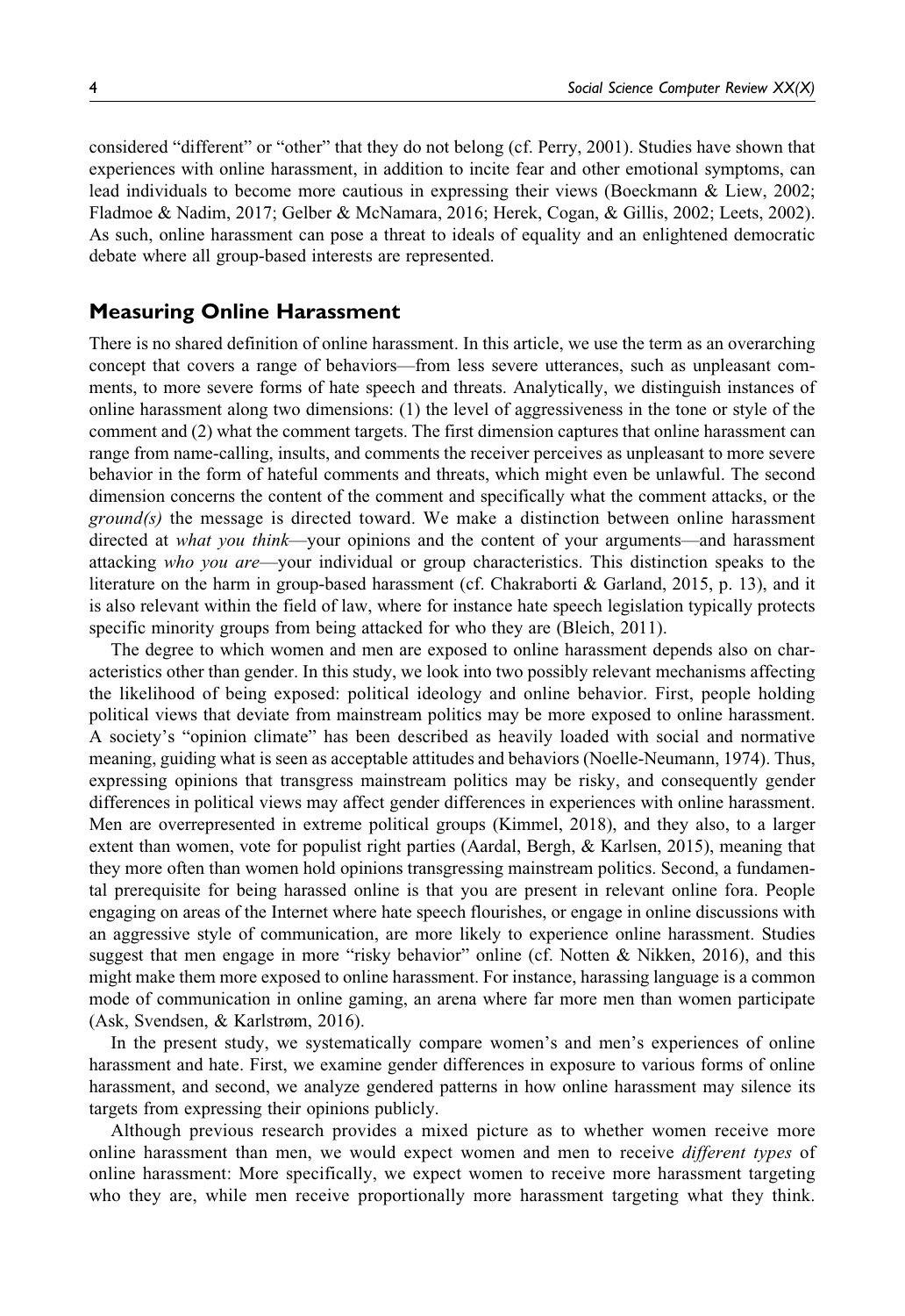considered "different" or "other" that they do not belong (cf. Perry, 2001). Studies have shown that experiences with online harassment, in addition to incite fear and other emotional symptoms, can lead individuals to become more cautious in expressing their views (Boeckmann & Liew, 2002; Fladmoe & Nadim, 2017; Gelber & McNamara, 2016; Herek, Cogan, & Gillis, 2002; Leets, 2002). As such, online harassment can pose a threat to ideals of equality and an enlightened democratic debate where all group-based interests are represented.

## Measuring Online Harassment

There is no shared definition of online harassment. In this article, we use the term as an overarching concept that covers a range of behaviors—from less severe utterances, such as unpleasant comments, to more severe forms of hate speech and threats. Analytically, we distinguish instances of online harassment along two dimensions: (1) the level of aggressiveness in the tone or style of the comment and (2) what the comment targets. The first dimension captures that online harassment can range from name-calling, insults, and comments the receiver perceives as unpleasant to more severe behavior in the form of hateful comments and threats, which might even be unlawful. The second dimension concerns the content of the comment and specifically what the comment attacks, or the *ground(s)* the message is directed toward. We make a distinction between online harassment directed at *what you think*—your opinions and the content of your arguments—and harassment attacking *who you are*—your individual or group characteristics. This distinction speaks to the literature on the harm in group-based harassment (cf. Chakraborti & Garland, 2015, p. 13), and it is also relevant within the field of law, where for instance hate speech legislation typically protects specific minority groups from being attacked for who they are (Bleich, 2011).

The degree to which women and men are exposed to online harassment depends also on characteristics other than gender. In this study, we look into two possibly relevant mechanisms affecting the likelihood of being exposed: political ideology and online behavior. First, people holding political views that deviate from mainstream politics may be more exposed to online harassment. A society's "opinion climate" has been described as heavily loaded with social and normative meaning, guiding what is seen as acceptable attitudes and behaviors (Noelle-Neumann, 1974). Thus, expressing opinions that transgress mainstream politics may be risky, and consequently gender differences in political views may affect gender differences in experiences with online harassment. Men are overrepresented in extreme political groups (Kimmel, 2018), and they also, to a larger extent than women, vote for populist right parties (Aardal, Bergh, & Karlsen, 2015), meaning that they more often than women hold opinions transgressing mainstream politics. Second, a fundamental prerequisite for being harassed online is that you are present in relevant online fora. People engaging on areas of the Internet where hate speech flourishes, or engage in online discussions with an aggressive style of communication, are more likely to experience online harassment. Studies suggest that men engage in more "risky behavior" online (cf. Notten & Nikken, 2016), and this might make them more exposed to online harassment. For instance, harassing language is a common mode of communication in online gaming, an arena where far more men than women participate (Ask, Svendsen, & Karlstrøm, 2016).

In the present study, we systematically compare women's and men's experiences of online harassment and hate. First, we examine gender differences in exposure to various forms of online harassment, and second, we analyze gendered patterns in how online harassment may silence its targets from expressing their opinions publicly.

Although previous research provides a mixed picture as to whether women receive more online harassment than men, we would expect women and men to receive *different types* of online harassment: More specifically, we expect women to receive more harassment targeting who they are, while men receive proportionally more harassment targeting what they think.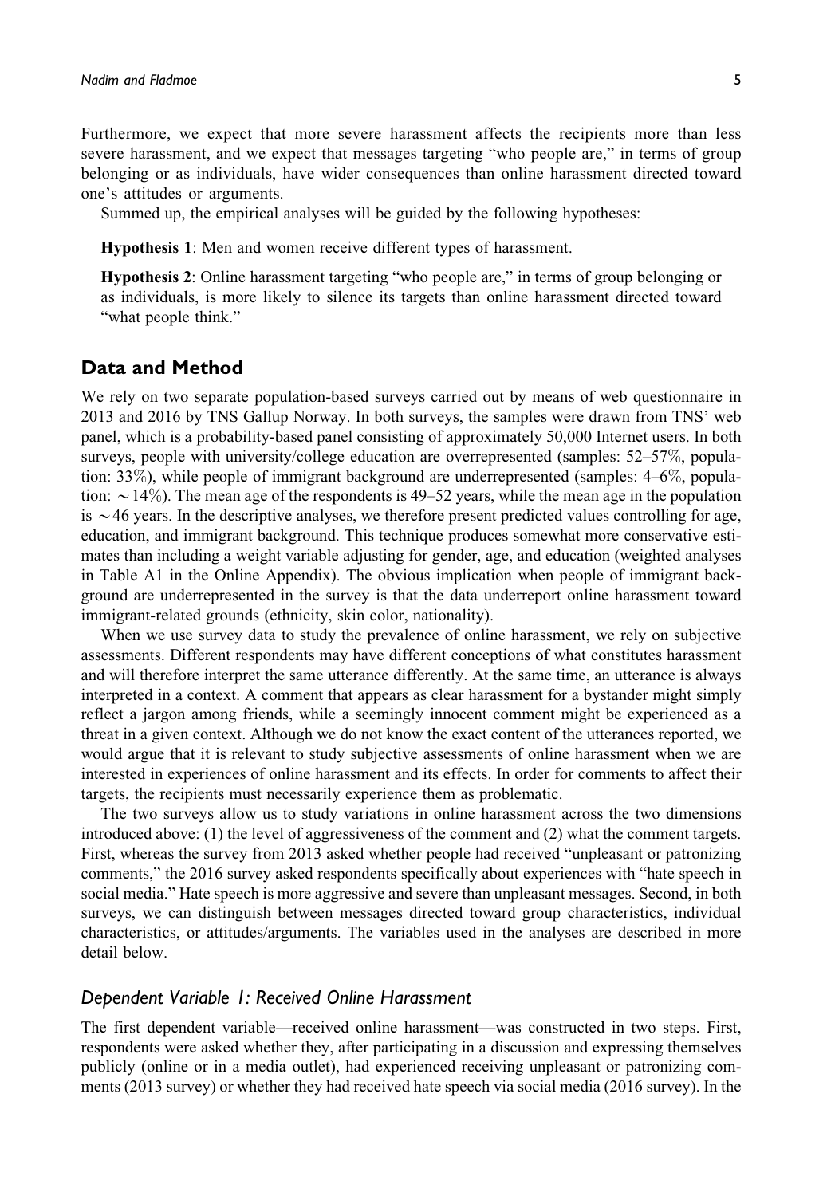Furthermore, we expect that more severe harassment affects the recipients more than less severe harassment, and we expect that messages targeting "who people are," in terms of group belonging or as individuals, have wider consequences than online harassment directed toward one's attitudes or arguments.

Summed up, the empirical analyses will be guided by the following hypotheses:

**Hypothesis 1**: Men and women receive different types of harassment.

**Hypothesis 2**: Online harassment targeting "who people are," in terms of group belonging or as individuals, is more likely to silence its targets than online harassment directed toward "what people think."

## Data and Method

We rely on two separate population-based surveys carried out by means of web questionnaire in 2013 and 2016 by TNS Gallup Norway. In both surveys, the samples were drawn from TNS' web panel, which is a probability-based panel consisting of approximately 50,000 Internet users. In both surveys, people with university/college education are overrepresented (samples: 52–57%, population: 33%), while people of immigrant background are underrepresented (samples: 4–6%, population: ~14%). The mean age of the respondents is 49–52 years, while the mean age in the population is ~46 years. In the descriptive analyses, we therefore present predicted values controlling for age, education, and immigrant background. This technique produces somewhat more conservative estimates than including a weight variable adjusting for gender, age, and education (weighted analyses in Table A1 in the Online Appendix). The obvious implication when people of immigrant background are underrepresented in the survey is that the data underreport online harassment toward immigrant-related grounds (ethnicity, skin color, nationality).

When we use survey data to study the prevalence of online harassment, we rely on subjective assessments. Different respondents may have different conceptions of what constitutes harassment and will therefore interpret the same utterance differently. At the same time, an utterance is always interpreted in a context. A comment that appears as clear harassment for a bystander might simply reflect a jargon among friends, while a seemingly innocent comment might be experienced as a threat in a given context. Although we do not know the exact content of the utterances reported, we would argue that it is relevant to study subjective assessments of online harassment when we are interested in experiences of online harassment and its effects. In order for comments to affect their targets, the recipients must necessarily experience them as problematic.

The two surveys allow us to study variations in online harassment across the two dimensions introduced above: (1) the level of aggressiveness of the comment and (2) what the comment targets. First, whereas the survey from 2013 asked whether people had received "unpleasant or patronizing comments," the 2016 survey asked respondents specifically about experiences with "hate speech in social media." Hate speech is more aggressive and severe than unpleasant messages. Second, in both surveys, we can distinguish between messages directed toward group characteristics, individual characteristics, or attitudes/arguments. The variables used in the analyses are described in more detail below.

### *Dependent Variable 1: Received Online Harassment*

The first dependent variable—received online harassment—was constructed in two steps. First, respondents were asked whether they, after participating in a discussion and expressing themselves publicly (online or in a media outlet), had experienced receiving unpleasant or patronizing comments (2013 survey) or whether they had received hate speech via social media (2016 survey). In the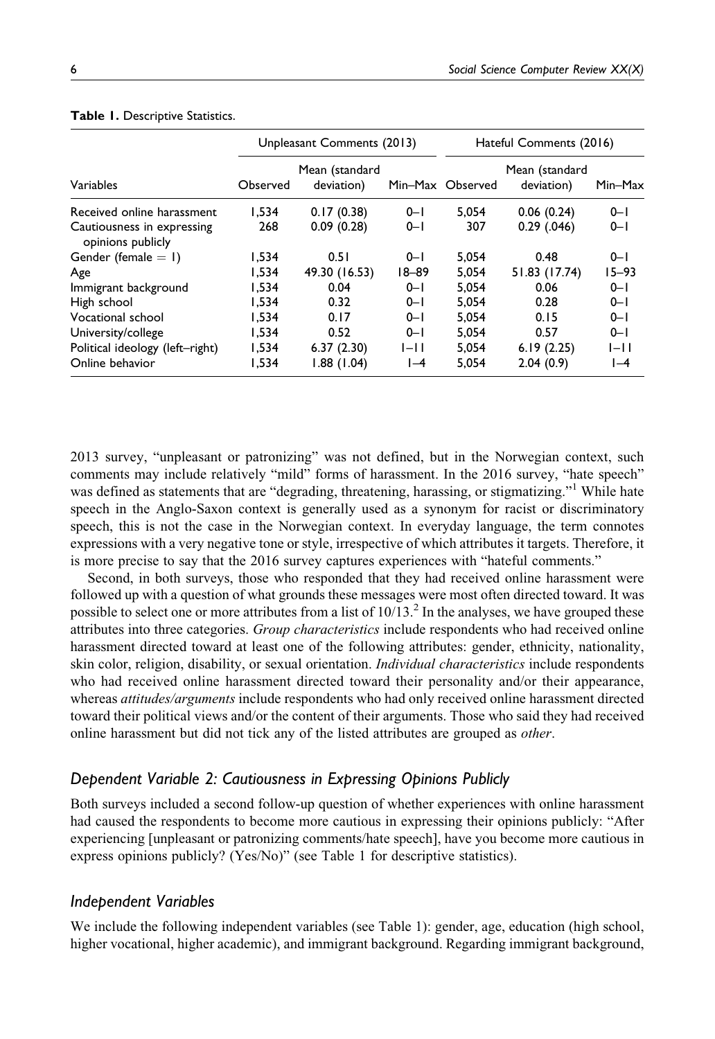**Table 1.** Descriptive Statistics.

| | Unpleasant Comments (2013) | | | Hateful Comments (2016) | | |
|---|---|---|---|---|---|---|
| Variables | Observed | Mean (standard deviation) | Min–Max | Observed | Mean (standard deviation) | Min–Max |
| Received online harassment | 1,534 | 0.17 (0.38) | 0–1 | 5,054 | 0.06 (0.24) | 0–1 |
| Cautiousness in expressing opinions publicly | 268 | 0.09 (0.28) | 0–1 | 307 | 0.29 (.046) | 0–1 |
| Gender (female = 1) | 1,534 | 0.51 | 0–1 | 5,054 | 0.48 | 0–1 |
| Age | 1,534 | 49.30 (16.53) | 18–89 | 5,054 | 51.83 (17.74) | 15–93 |
| Immigrant background | 1,534 | 0.04 | 0–1 | 5,054 | 0.06 | 0–1 |
| High school | 1,534 | 0.32 | 0–1 | 5,054 | 0.28 | 0–1 |
| Vocational school | 1,534 | 0.17 | 0–1 | 5,054 | 0.15 | 0–1 |
| University/college | 1,534 | 0.52 | 0–1 | 5,054 | 0.57 | 0–1 |
| Political ideology (left–right) | 1,534 | 6.37 (2.30) | 1–11 | 5,054 | 6.19 (2.25) | 1–11 |
| Online behavior | 1,534 | 1.88 (1.04) | 1–4 | 5,054 | 2.04 (0.9) | 1–4 |

2013 survey, "unpleasant or patronizing" was not defined, but in the Norwegian context, such comments may include relatively "mild" forms of harassment. In the 2016 survey, "hate speech" was defined as statements that are "degrading, threatening, harassing, or stigmatizing."[1] While hate speech in the Anglo-Saxon context is generally used as a synonym for racist or discriminatory speech, this is not the case in the Norwegian context. In everyday language, the term connotes expressions with a very negative tone or style, irrespective of which attributes it targets. Therefore, it is more precise to say that the 2016 survey captures experiences with "hateful comments."

Second, in both surveys, those who responded that they had received online harassment were followed up with a question of what grounds these messages were most often directed toward. It was possible to select one or more attributes from a list of 10/13.[2] In the analyses, we have grouped these attributes into three categories. *Group characteristics* include respondents who had received online harassment directed toward at least one of the following attributes: gender, ethnicity, nationality, skin color, religion, disability, or sexual orientation. *Individual characteristics* include respondents who had received online harassment directed toward their personality and/or their appearance, whereas *attitudes/arguments* include respondents who had only received online harassment directed toward their political views and/or the content of their arguments. Those who said they had received online harassment but did not tick any of the listed attributes are grouped as *other*.

### *Dependent Variable 2: Cautiousness in Expressing Opinions Publicly*

Both surveys included a second follow-up question of whether experiences with online harassment had caused the respondents to become more cautious in expressing their opinions publicly: "After experiencing [unpleasant or patronizing comments/hate speech], have you become more cautious in express opinions publicly? (Yes/No)" (see Table 1 for descriptive statistics).

### *Independent Variables*

We include the following independent variables (see Table 1): gender, age, education (high school, higher vocational, higher academic), and immigrant background. Regarding immigrant background,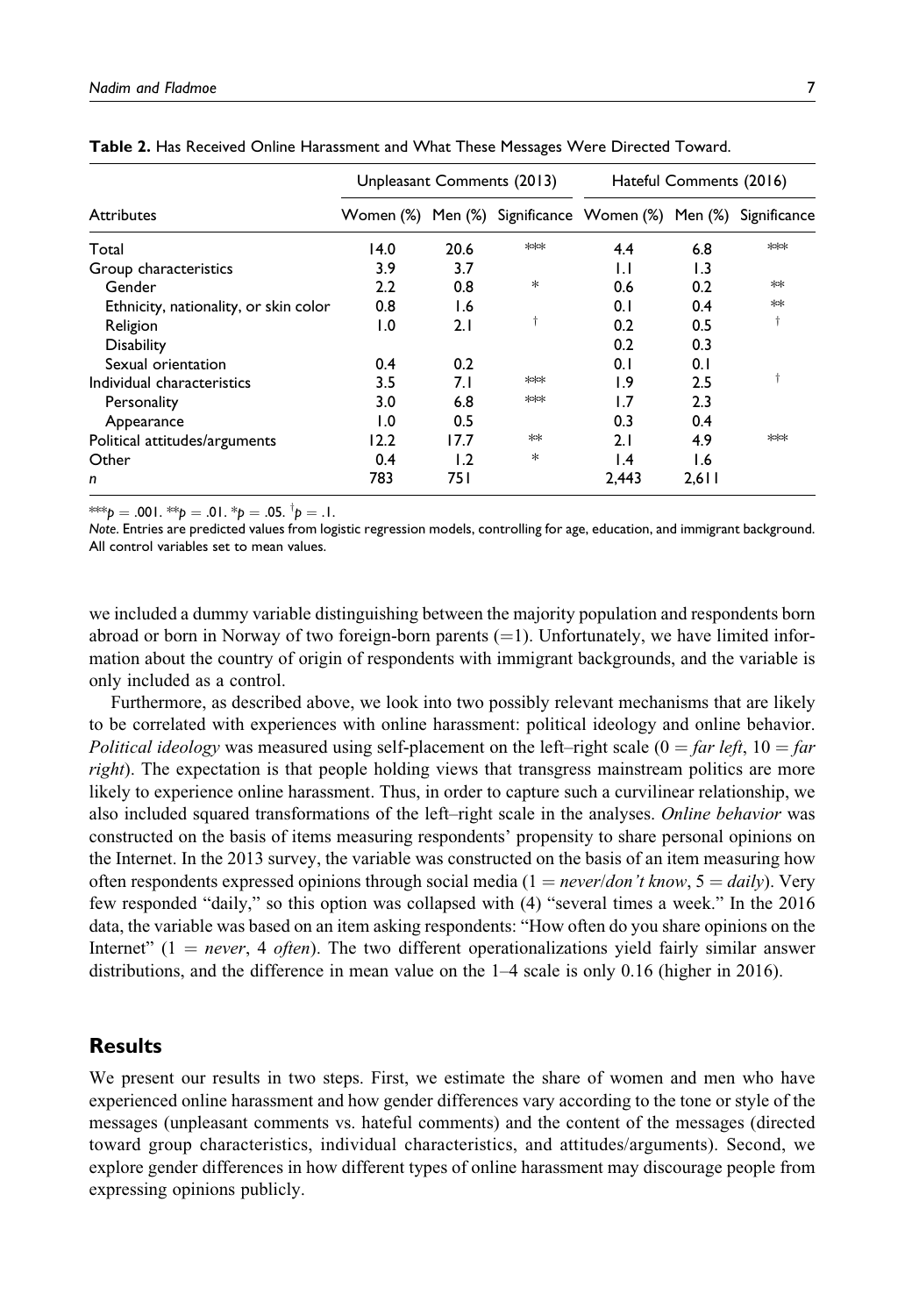**Table 2.** Has Received Online Harassment and What These Messages Were Directed Toward.

| | Unpleasant Comments (2013) | | | Hateful Comments (2016) | | |
|---|---|---|---|---|---|---|
| Attributes | Women (%) | Men (%) | Significance | Women (%) | Men (%) | Significance |
| Total | 14.0 | 20.6 | *** | 4.4 | 6.8 | *** |
| Group characteristics | 3.9 | 3.7 | | 1.1 | 1.3 | |
| Gender | 2.2 | 0.8 | * | 0.6 | 0.2 | ** |
| Ethnicity, nationality, or skin color | 0.8 | 1.6 | | 0.1 | 0.4 | ** |
| Religion | 1.0 | 2.1 | † | 0.2 | 0.5 | † |
| Disability | | | | 0.2 | 0.3 | |
| Sexual orientation | 0.4 | 0.2 | | 0.1 | 0.1 | |
| Individual characteristics | 3.5 | 7.1 | *** | 1.9 | 2.5 | † |
| Personality | 3.0 | 6.8 | *** | 1.7 | 2.3 | |
| Appearance | 1.0 | 0.5 | | 0.3 | 0.4 | |
| Political attitudes/arguments | 12.2 | 17.7 | ** | 2.1 | 4.9 | *** |
| Other | 0.4 | 1.2 | * | 1.4 | 1.6 | |
| *n* | 783 | 751 | | 2,443 | 2,611 | |

***$p = .001$. **$p = .01$. *$p = .05$. †$p = .1$.

*Note.* Entries are predicted values from logistic regression models, controlling for age, education, and immigrant background. All control variables set to mean values.

we included a dummy variable distinguishing between the majority population and respondents born abroad or born in Norway of two foreign-born parents (=1). Unfortunately, we have limited information about the country of origin of respondents with immigrant backgrounds, and the variable is only included as a control.

Furthermore, as described above, we look into two possibly relevant mechanisms that are likely to be correlated with experiences with online harassment: political ideology and online behavior. *Political ideology* was measured using self-placement on the left–right scale (0 = *far left*, 10 = *far right*). The expectation is that people holding views that transgress mainstream politics are more likely to experience online harassment. Thus, in order to capture such a curvilinear relationship, we also included squared transformations of the left–right scale in the analyses. *Online behavior* was constructed on the basis of items measuring respondents' propensity to share personal opinions on the Internet. In the 2013 survey, the variable was constructed on the basis of an item measuring how often respondents expressed opinions through social media (1 = *never*/*don't know*, 5 = *daily*). Very few responded "daily," so this option was collapsed with (4) "several times a week." In the 2016 data, the variable was based on an item asking respondents: "How often do you share opinions on the Internet" (1 = *never*, 4 *often*). The two different operationalizations yield fairly similar answer distributions, and the difference in mean value on the 1–4 scale is only 0.16 (higher in 2016).

## Results

We present our results in two steps. First, we estimate the share of women and men who have experienced online harassment and how gender differences vary according to the tone or style of the messages (unpleasant comments vs. hateful comments) and the content of the messages (directed toward group characteristics, individual characteristics, and attitudes/arguments). Second, we explore gender differences in how different types of online harassment may discourage people from expressing opinions publicly.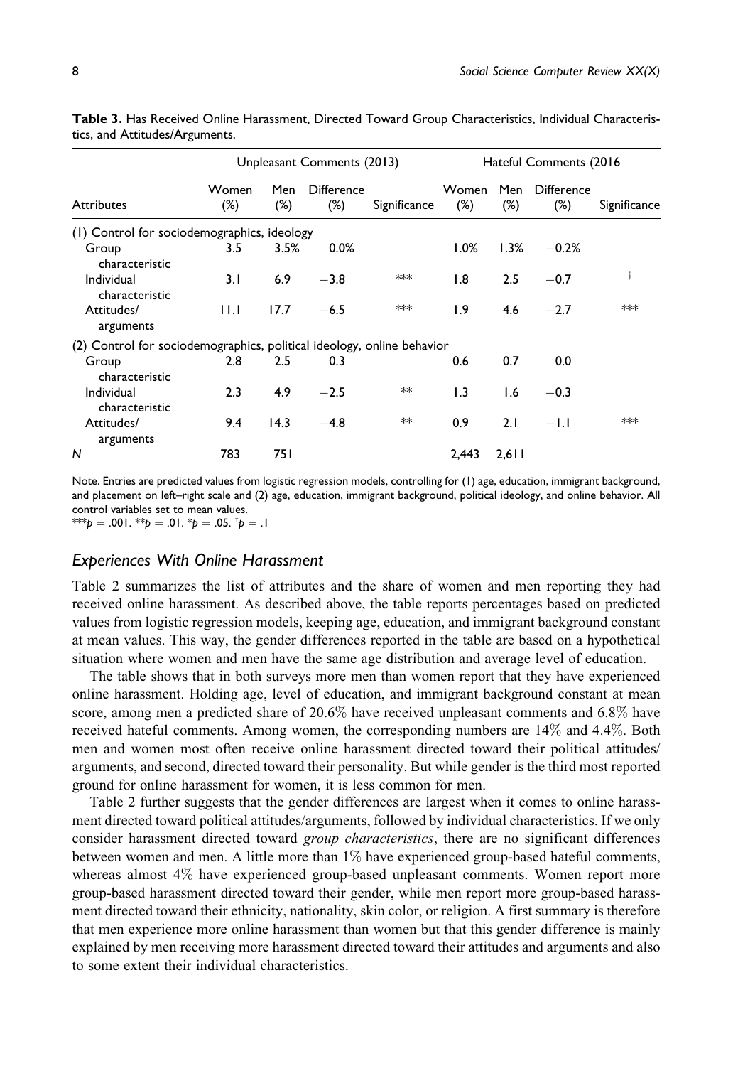**Table 3.** Has Received Online Harassment, Directed Toward Group Characteristics, Individual Characteristics, and Attitudes/Arguments.

| | Unpleasant Comments (2013) | | | | Hateful Comments (2016 | | | |
|---|---|---|---|---|---|---|---|---|
| Attributes | Women (%) | Men (%) | Difference (%) | Significance | Women (%) | Men (%) | Difference (%) | Significance |
| (1) Control for sociodemographics, ideology | | | | | | | | |
| Group characteristic | 3.5 | 3.5% | 0.0% | | 1.0% | 1.3% | −0.2% | |
| Individual characteristic | 3.1 | 6.9 | −3.8 | *** | 1.8 | 2.5 | −0.7 | † |
| Attitudes/ arguments | 11.1 | 17.7 | −6.5 | *** | 1.9 | 4.6 | −2.7 | *** |
| (2) Control for sociodemographics, political ideology, online behavior | | | | | | | | |
| Group characteristic | 2.8 | 2.5 | 0.3 | | 0.6 | 0.7 | 0.0 | |
| Individual characteristic | 2.3 | 4.9 | −2.5 | ** | 1.3 | 1.6 | −0.3 | |
| Attitudes/ arguments | 9.4 | 14.3 | −4.8 | ** | 0.9 | 2.1 | −1.1 | *** |
| N | 783 | 751 | | | 2,443 | 2,611 | | |

Note. Entries are predicted values from logistic regression models, controlling for (1) age, education, immigrant background, and placement on left–right scale and (2) age, education, immigrant background, political ideology, and online behavior. All control variables set to mean values.
***$p = .001$. **$p = .01$. *$p = .05$. †$p = .1$

### Experiences With Online Harassment

Table 2 summarizes the list of attributes and the share of women and men reporting they had received online harassment. As described above, the table reports percentages based on predicted values from logistic regression models, keeping age, education, and immigrant background constant at mean values. This way, the gender differences reported in the table are based on a hypothetical situation where women and men have the same age distribution and average level of education.

The table shows that in both surveys more men than women report that they have experienced online harassment. Holding age, level of education, and immigrant background constant at mean score, among men a predicted share of 20.6% have received unpleasant comments and 6.8% have received hateful comments. Among women, the corresponding numbers are 14% and 4.4%. Both men and women most often receive online harassment directed toward their political attitudes/arguments, and second, directed toward their personality. But while gender is the third most reported ground for online harassment for women, it is less common for men.

Table 2 further suggests that the gender differences are largest when it comes to online harassment directed toward political attitudes/arguments, followed by individual characteristics. If we only consider harassment directed toward *group characteristics*, there are no significant differences between women and men. A little more than 1% have experienced group-based hateful comments, whereas almost 4% have experienced group-based unpleasant comments. Women report more group-based harassment directed toward their gender, while men report more group-based harassment directed toward their ethnicity, nationality, skin color, or religion. A first summary is therefore that men experience more online harassment than women but that this gender difference is mainly explained by men receiving more harassment directed toward their attitudes and arguments and also to some extent their individual characteristics.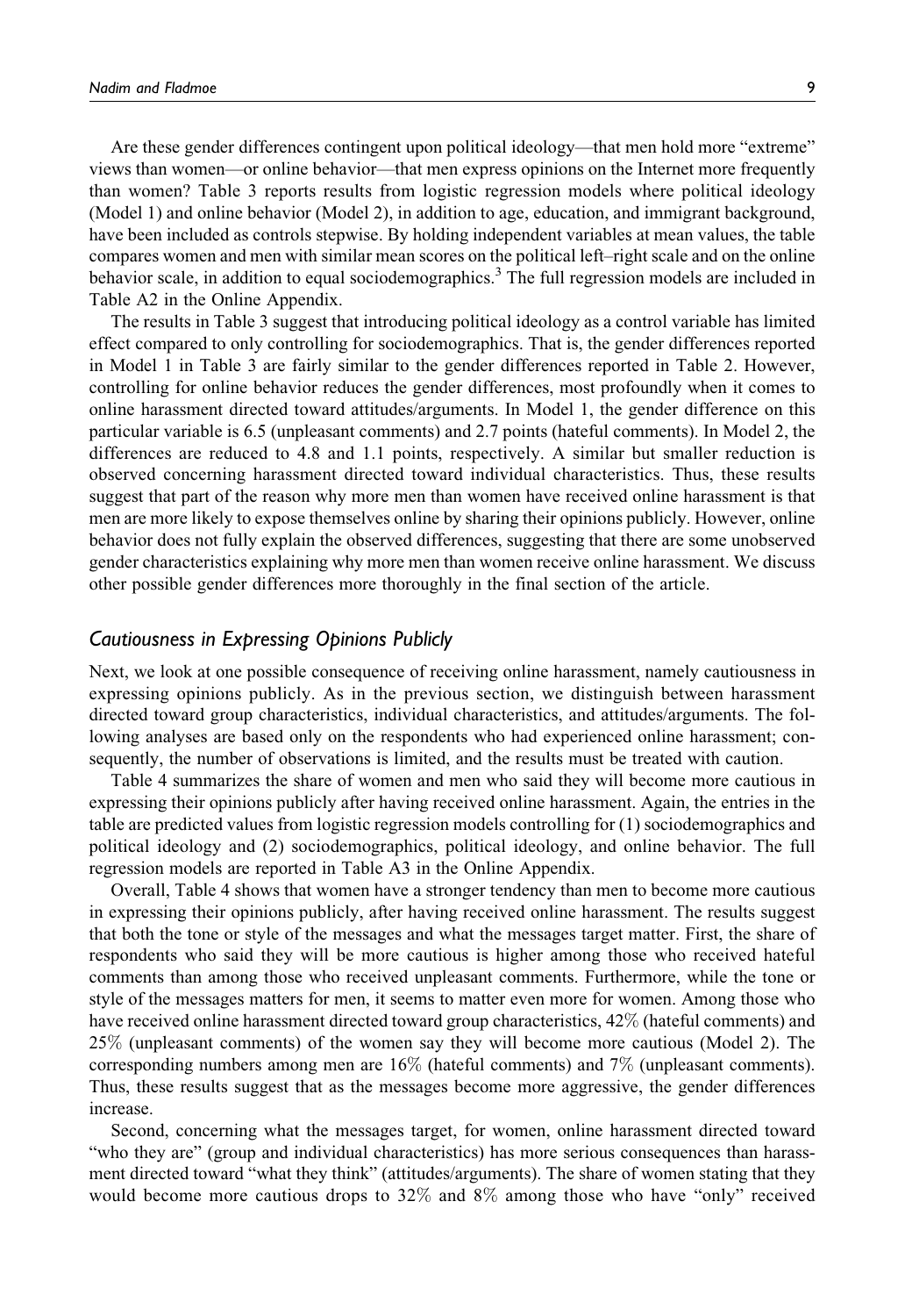Are these gender differences contingent upon political ideology—that men hold more "extreme" views than women—or online behavior—that men express opinions on the Internet more frequently than women? Table 3 reports results from logistic regression models where political ideology (Model 1) and online behavior (Model 2), in addition to age, education, and immigrant background, have been included as controls stepwise. By holding independent variables at mean values, the table compares women and men with similar mean scores on the political left–right scale and on the online behavior scale, in addition to equal sociodemographics.[3] The full regression models are included in Table A2 in the Online Appendix.

The results in Table 3 suggest that introducing political ideology as a control variable has limited effect compared to only controlling for sociodemographics. That is, the gender differences reported in Model 1 in Table 3 are fairly similar to the gender differences reported in Table 2. However, controlling for online behavior reduces the gender differences, most profoundly when it comes to online harassment directed toward attitudes/arguments. In Model 1, the gender difference on this particular variable is 6.5 (unpleasant comments) and 2.7 points (hateful comments). In Model 2, the differences are reduced to 4.8 and 1.1 points, respectively. A similar but smaller reduction is observed concerning harassment directed toward individual characteristics. Thus, these results suggest that part of the reason why more men than women have received online harassment is that men are more likely to expose themselves online by sharing their opinions publicly. However, online behavior does not fully explain the observed differences, suggesting that there are some unobserved gender characteristics explaining why more men than women receive online harassment. We discuss other possible gender differences more thoroughly in the final section of the article.

## *Cautiousness in Expressing Opinions Publicly*

Next, we look at one possible consequence of receiving online harassment, namely cautiousness in expressing opinions publicly. As in the previous section, we distinguish between harassment directed toward group characteristics, individual characteristics, and attitudes/arguments. The following analyses are based only on the respondents who had experienced online harassment; consequently, the number of observations is limited, and the results must be treated with caution.

Table 4 summarizes the share of women and men who said they will become more cautious in expressing their opinions publicly after having received online harassment. Again, the entries in the table are predicted values from logistic regression models controlling for (1) sociodemographics and political ideology and (2) sociodemographics, political ideology, and online behavior. The full regression models are reported in Table A3 in the Online Appendix.

Overall, Table 4 shows that women have a stronger tendency than men to become more cautious in expressing their opinions publicly, after having received online harassment. The results suggest that both the tone or style of the messages and what the messages target matter. First, the share of respondents who said they will be more cautious is higher among those who received hateful comments than among those who received unpleasant comments. Furthermore, while the tone or style of the messages matters for men, it seems to matter even more for women. Among those who have received online harassment directed toward group characteristics, 42% (hateful comments) and 25% (unpleasant comments) of the women say they will become more cautious (Model 2). The corresponding numbers among men are 16% (hateful comments) and 7% (unpleasant comments). Thus, these results suggest that as the messages become more aggressive, the gender differences increase.

Second, concerning what the messages target, for women, online harassment directed toward "who they are" (group and individual characteristics) has more serious consequences than harassment directed toward "what they think" (attitudes/arguments). The share of women stating that they would become more cautious drops to 32% and 8% among those who have "only" received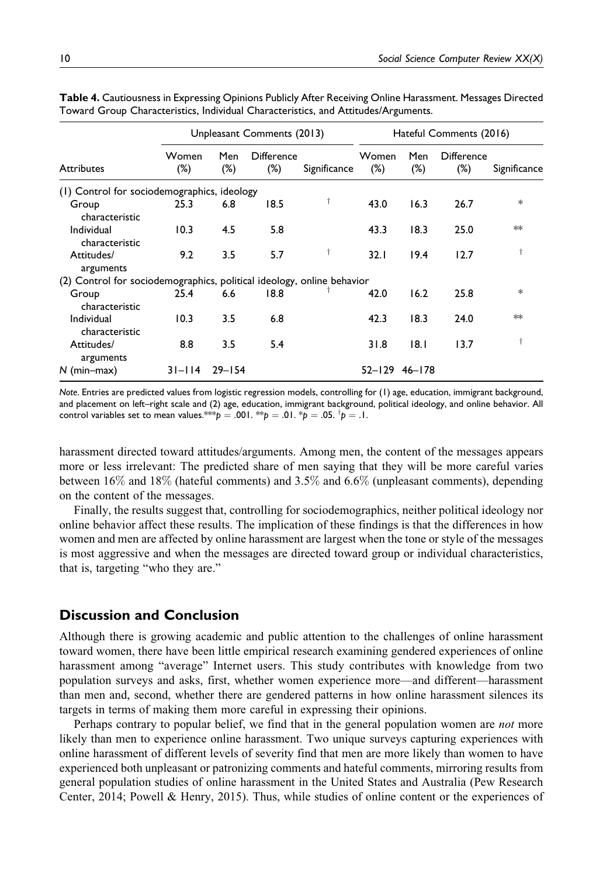**Table 4.** Cautiousness in Expressing Opinions Publicly After Receiving Online Harassment. Messages Directed Toward Group Characteristics, Individual Characteristics, and Attitudes/Arguments.

| | Unpleasant Comments (2013) | | | | Hateful Comments (2016) | | | |
|---|---|---|---|---|---|---|---|---|
| Attributes | Women (%) | Men (%) | Difference (%) | Significance | Women (%) | Men (%) | Difference (%) | Significance |
| (1) Control for sociodemographics, ideology | | | | | | | | |
| Group characteristic | 25.3 | 6.8 | 18.5 | † | 43.0 | 16.3 | 26.7 | * |
| Individual characteristic | 10.3 | 4.5 | 5.8 | | 43.3 | 18.3 | 25.0 | ** |
| Attitudes/arguments | 9.2 | 3.5 | 5.7 | † | 32.1 | 19.4 | 12.7 | † |
| (2) Control for sociodemographics, political ideology, online behavior | | | | | | | | |
| Group characteristic | 25.4 | 6.6 | 18.8 | † | 42.0 | 16.2 | 25.8 | * |
| Individual characteristic | 10.3 | 3.5 | 6.8 | | 42.3 | 18.3 | 24.0 | ** |
| Attitudes/arguments | 8.8 | 3.5 | 5.4 | | 31.8 | 18.1 | 13.7 | † |
| N (min–max) | 31–114 | 29–154 | | | 52–129 | 46–178 | | |

*Note.* Entries are predicted values from logistic regression models, controlling for (1) age, education, immigrant background, and placement on left–right scale and (2) age, education, immigrant background, political ideology, and online behavior. All control variables set to mean values.\*\*\*$p = .001$. \*\*$p = .01$. \*$p = .05$. †$p = .1$.

harassment directed toward attitudes/arguments. Among men, the content of the messages appears more or less irrelevant: The predicted share of men saying that they will be more careful varies between 16% and 18% (hateful comments) and 3.5% and 6.6% (unpleasant comments), depending on the content of the messages.

Finally, the results suggest that, controlling for sociodemographics, neither political ideology nor online behavior affect these results. The implication of these findings is that the differences in how women and men are affected by online harassment are largest when the tone or style of the messages is most aggressive and when the messages are directed toward group or individual characteristics, that is, targeting "who they are."

## Discussion and Conclusion

Although there is growing academic and public attention to the challenges of online harassment toward women, there have been little empirical research examining gendered experiences of online harassment among "average" Internet users. This study contributes with knowledge from two population surveys and asks, first, whether women experience more—and different—harassment than men and, second, whether there are gendered patterns in how online harassment silences its targets in terms of making them more careful in expressing their opinions.

Perhaps contrary to popular belief, we find that in the general population women are *not* more likely than men to experience online harassment. Two unique surveys capturing experiences with online harassment of different levels of severity find that men are more likely than women to have experienced both unpleasant or patronizing comments and hateful comments, mirroring results from general population studies of online harassment in the United States and Australia (Pew Research Center, 2014; Powell & Henry, 2015). Thus, while studies of online content or the experiences of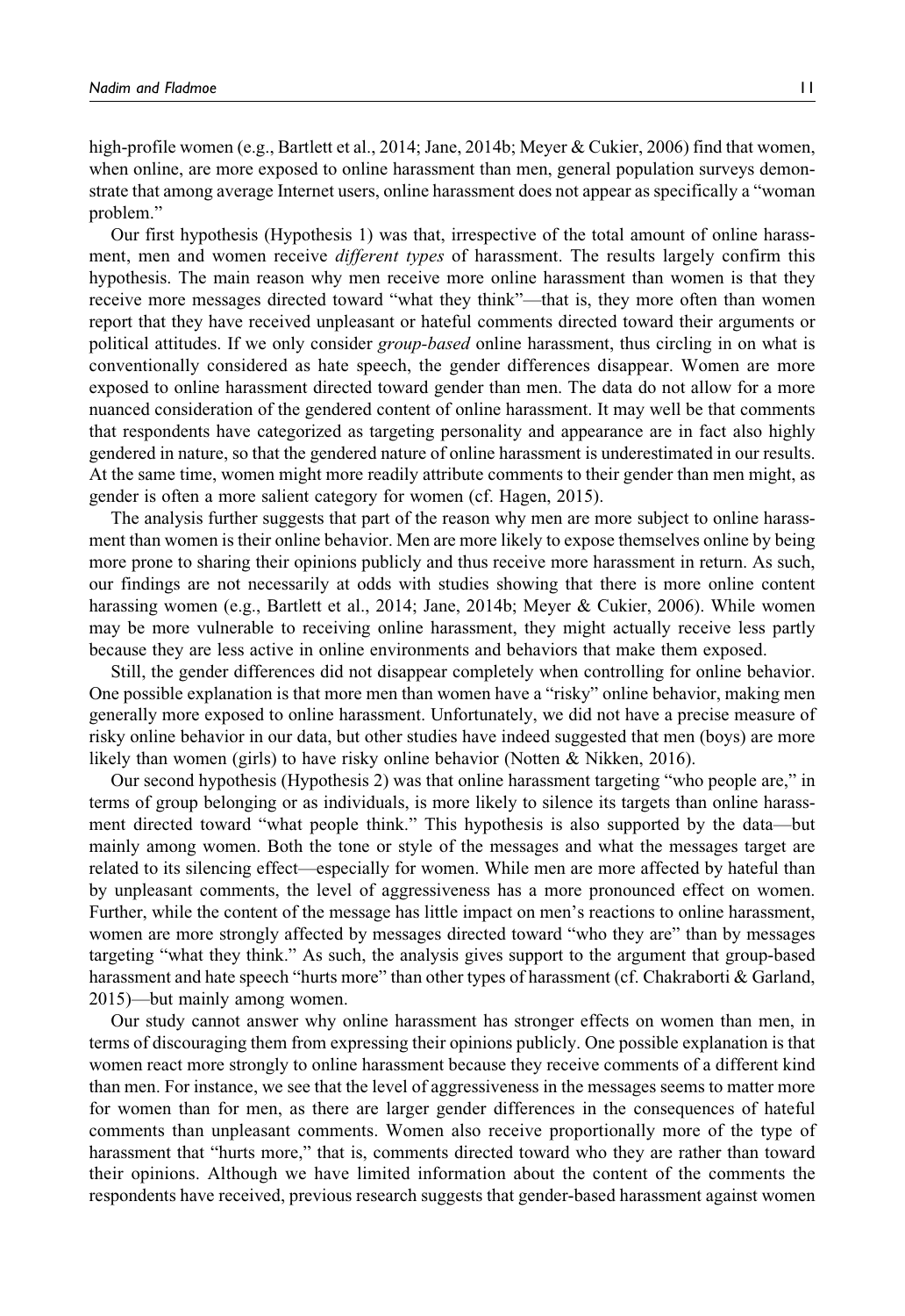high-profile women (e.g., Bartlett et al., 2014; Jane, 2014b; Meyer & Cukier, 2006) find that women, when online, are more exposed to online harassment than men, general population surveys demonstrate that among average Internet users, online harassment does not appear as specifically a "woman problem."

Our first hypothesis (Hypothesis 1) was that, irrespective of the total amount of online harassment, men and women receive *different types* of harassment. The results largely confirm this hypothesis. The main reason why men receive more online harassment than women is that they receive more messages directed toward "what they think"—that is, they more often than women report that they have received unpleasant or hateful comments directed toward their arguments or political attitudes. If we only consider *group-based* online harassment, thus circling in on what is conventionally considered as hate speech, the gender differences disappear. Women are more exposed to online harassment directed toward gender than men. The data do not allow for a more nuanced consideration of the gendered content of online harassment. It may well be that comments that respondents have categorized as targeting personality and appearance are in fact also highly gendered in nature, so that the gendered nature of online harassment is underestimated in our results. At the same time, women might more readily attribute comments to their gender than men might, as gender is often a more salient category for women (cf. Hagen, 2015).

The analysis further suggests that part of the reason why men are more subject to online harassment than women is their online behavior. Men are more likely to expose themselves online by being more prone to sharing their opinions publicly and thus receive more harassment in return. As such, our findings are not necessarily at odds with studies showing that there is more online content harassing women (e.g., Bartlett et al., 2014; Jane, 2014b; Meyer & Cukier, 2006). While women may be more vulnerable to receiving online harassment, they might actually receive less partly because they are less active in online environments and behaviors that make them exposed.

Still, the gender differences did not disappear completely when controlling for online behavior. One possible explanation is that more men than women have a "risky" online behavior, making men generally more exposed to online harassment. Unfortunately, we did not have a precise measure of risky online behavior in our data, but other studies have indeed suggested that men (boys) are more likely than women (girls) to have risky online behavior (Notten & Nikken, 2016).

Our second hypothesis (Hypothesis 2) was that online harassment targeting "who people are," in terms of group belonging or as individuals, is more likely to silence its targets than online harassment directed toward "what people think." This hypothesis is also supported by the data—but mainly among women. Both the tone or style of the messages and what the messages target are related to its silencing effect—especially for women. While men are more affected by hateful than by unpleasant comments, the level of aggressiveness has a more pronounced effect on women. Further, while the content of the message has little impact on men's reactions to online harassment, women are more strongly affected by messages directed toward "who they are" than by messages targeting "what they think." As such, the analysis gives support to the argument that group-based harassment and hate speech "hurts more" than other types of harassment (cf. Chakraborti & Garland, 2015)—but mainly among women.

Our study cannot answer why online harassment has stronger effects on women than men, in terms of discouraging them from expressing their opinions publicly. One possible explanation is that women react more strongly to online harassment because they receive comments of a different kind than men. For instance, we see that the level of aggressiveness in the messages seems to matter more for women than for men, as there are larger gender differences in the consequences of hateful comments than unpleasant comments. Women also receive proportionally more of the type of harassment that "hurts more," that is, comments directed toward who they are rather than toward their opinions. Although we have limited information about the content of the comments the respondents have received, previous research suggests that gender-based harassment against women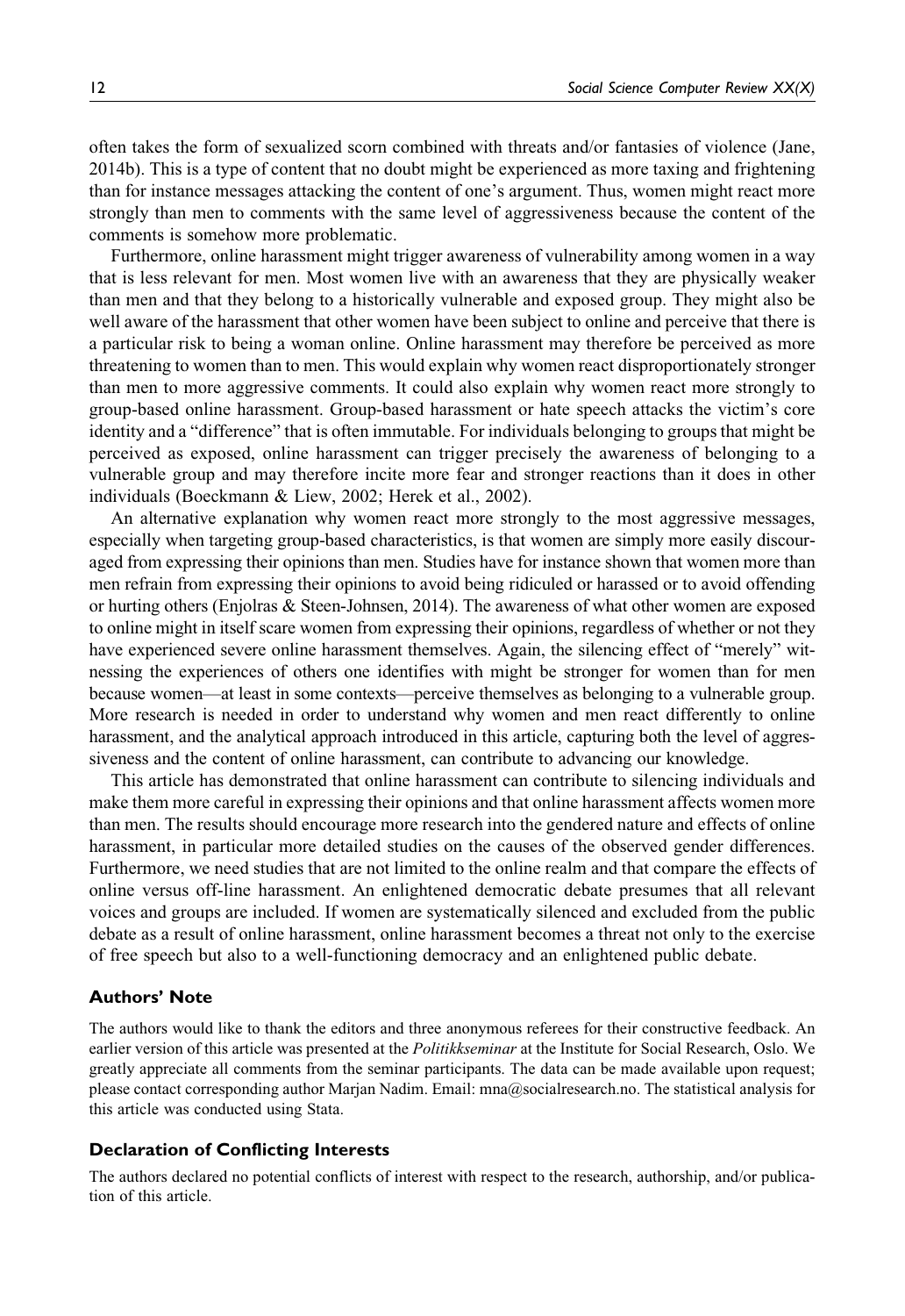often takes the form of sexualized scorn combined with threats and/or fantasies of violence (Jane, 2014b). This is a type of content that no doubt might be experienced as more taxing and frightening than for instance messages attacking the content of one's argument. Thus, women might react more strongly than men to comments with the same level of aggressiveness because the content of the comments is somehow more problematic.

Furthermore, online harassment might trigger awareness of vulnerability among women in a way that is less relevant for men. Most women live with an awareness that they are physically weaker than men and that they belong to a historically vulnerable and exposed group. They might also be well aware of the harassment that other women have been subject to online and perceive that there is a particular risk to being a woman online. Online harassment may therefore be perceived as more threatening to women than to men. This would explain why women react disproportionately stronger than men to more aggressive comments. It could also explain why women react more strongly to group-based online harassment. Group-based harassment or hate speech attacks the victim's core identity and a "difference" that is often immutable. For individuals belonging to groups that might be perceived as exposed, online harassment can trigger precisely the awareness of belonging to a vulnerable group and may therefore incite more fear and stronger reactions than it does in other individuals (Boeckmann & Liew, 2002; Herek et al., 2002).

An alternative explanation why women react more strongly to the most aggressive messages, especially when targeting group-based characteristics, is that women are simply more easily discouraged from expressing their opinions than men. Studies have for instance shown that women more than men refrain from expressing their opinions to avoid being ridiculed or harassed or to avoid offending or hurting others (Enjolras & Steen-Johnsen, 2014). The awareness of what other women are exposed to online might in itself scare women from expressing their opinions, regardless of whether or not they have experienced severe online harassment themselves. Again, the silencing effect of "merely" witnessing the experiences of others one identifies with might be stronger for women than for men because women—at least in some contexts—perceive themselves as belonging to a vulnerable group. More research is needed in order to understand why women and men react differently to online harassment, and the analytical approach introduced in this article, capturing both the level of aggressiveness and the content of online harassment, can contribute to advancing our knowledge.

This article has demonstrated that online harassment can contribute to silencing individuals and make them more careful in expressing their opinions and that online harassment affects women more than men. The results should encourage more research into the gendered nature and effects of online harassment, in particular more detailed studies on the causes of the observed gender differences. Furthermore, we need studies that are not limited to the online realm and that compare the effects of online versus off-line harassment. An enlightened democratic debate presumes that all relevant voices and groups are included. If women are systematically silenced and excluded from the public debate as a result of online harassment, online harassment becomes a threat not only to the exercise of free speech but also to a well-functioning democracy and an enlightened public debate.

### Authors' Note

The authors would like to thank the editors and three anonymous referees for their constructive feedback. An earlier version of this article was presented at the *Politikkseminar* at the Institute for Social Research, Oslo. We greatly appreciate all comments from the seminar participants. The data can be made available upon request; please contact corresponding author Marjan Nadim. Email: mna@socialresearch.no. The statistical analysis for this article was conducted using Stata.

### Declaration of Conflicting Interests

The authors declared no potential conflicts of interest with respect to the research, authorship, and/or publication of this article.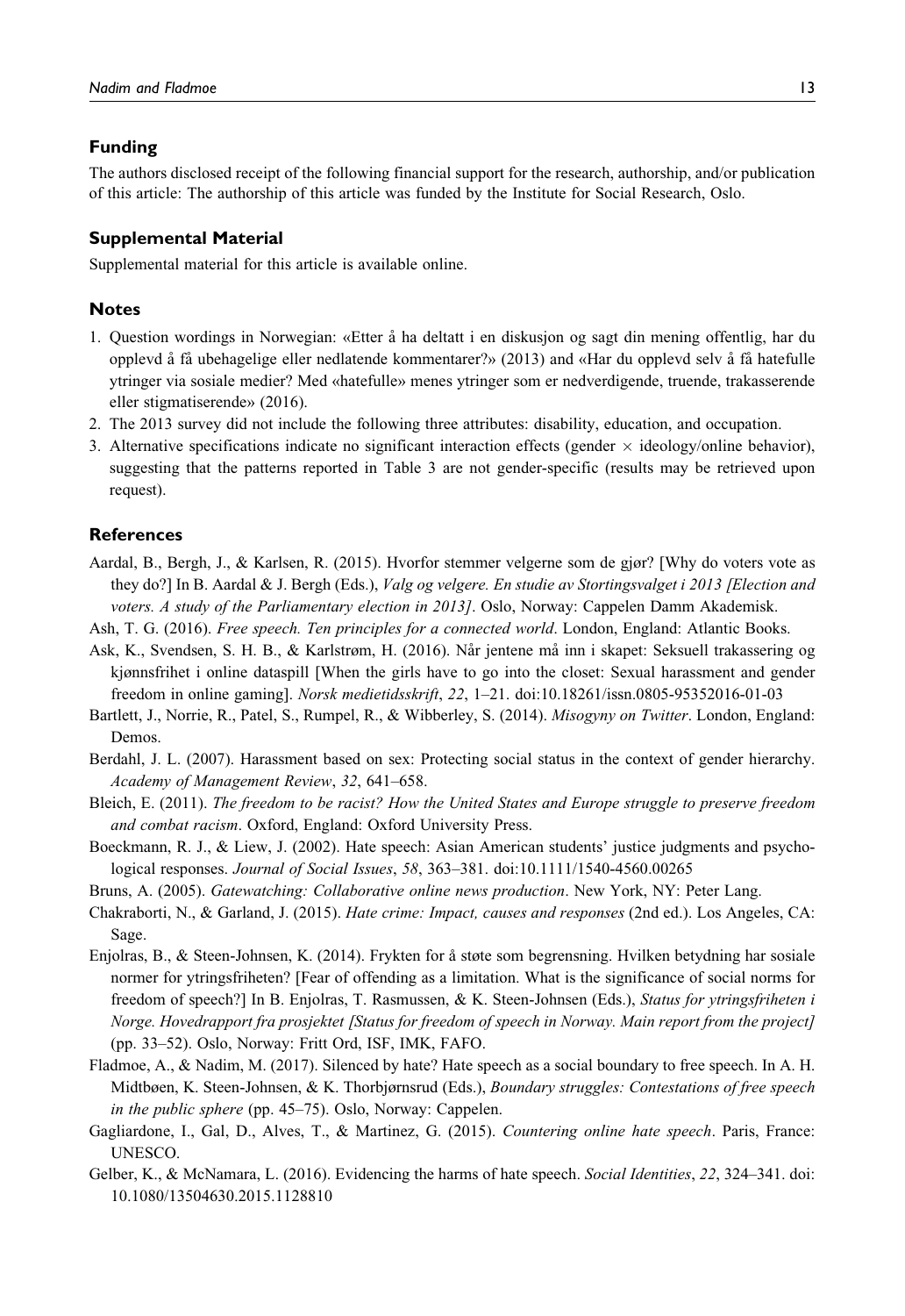## Funding

The authors disclosed receipt of the following financial support for the research, authorship, and/or publication of this article: The authorship of this article was funded by the Institute for Social Research, Oslo.

## Supplemental Material

Supplemental material for this article is available online.

## Notes

1. Question wordings in Norwegian: «Etter å ha deltatt i en diskusjon og sagt din mening offentlig, har du opplevd å få ubehagelige eller nedlatende kommentarer?» (2013) and «Har du opplevd selv å få hatefulle ytringer via sosiale medier? Med «hatefulle» menes ytringer som er nedverdigende, truende, trakasserende eller stigmatiserende» (2016).
2. The 2013 survey did not include the following three attributes: disability, education, and occupation.
3. Alternative specifications indicate no significant interaction effects (gender × ideology/online behavior), suggesting that the patterns reported in Table 3 are not gender-specific (results may be retrieved upon request).

## References

Aardal, B., Bergh, J., & Karlsen, R. (2015). Hvorfor stemmer velgerne som de gjør? [Why do voters vote as they do?] In B. Aardal & J. Bergh (Eds.), *Valg og velgere. En studie av Stortingsvalget i 2013 [Election and voters. A study of the Parliamentary election in 2013]*. Oslo, Norway: Cappelen Damm Akademisk.

Ash, T. G. (2016). *Free speech. Ten principles for a connected world*. London, England: Atlantic Books.

Ask, K., Svendsen, S. H. B., & Karlstrøm, H. (2016). Når jentene må inn i skapet: Seksuell trakassering og kjønnsfrihet i online dataspill [When the girls have to go into the closet: Sexual harassment and gender freedom in online gaming]. *Norsk medietidsskrift*, *22*, 1–21. doi:10.18261/issn.0805-95352016-01-03

Bartlett, J., Norrie, R., Patel, S., Rumpel, R., & Wibberley, S. (2014). *Misogyny on Twitter*. London, England: Demos.

Berdahl, J. L. (2007). Harassment based on sex: Protecting social status in the context of gender hierarchy. *Academy of Management Review*, *32*, 641–658.

Bleich, E. (2011). *The freedom to be racist? How the United States and Europe struggle to preserve freedom and combat racism*. Oxford, England: Oxford University Press.

Boeckmann, R. J., & Liew, J. (2002). Hate speech: Asian American students' justice judgments and psychological responses. *Journal of Social Issues*, *58*, 363–381. doi:10.1111/1540-4560.00265

Bruns, A. (2005). *Gatewatching: Collaborative online news production*. New York, NY: Peter Lang.

Chakraborti, N., & Garland, J. (2015). *Hate crime: Impact, causes and responses* (2nd ed.). Los Angeles, CA: Sage.

Enjolras, B., & Steen-Johnsen, K. (2014). Frykten for å støte som begrensning. Hvilken betydning har sosiale normer for ytringsfriheten? [Fear of offending as a limitation. What is the significance of social norms for freedom of speech?] In B. Enjolras, T. Rasmussen, & K. Steen-Johnsen (Eds.), *Status for ytringsfriheten i Norge. Hovedrapport fra prosjektet [Status for freedom of speech in Norway. Main report from the project]* (pp. 33–52). Oslo, Norway: Fritt Ord, ISF, IMK, FAFO.

Fladmoe, A., & Nadim, M. (2017). Silenced by hate? Hate speech as a social boundary to free speech. In A. H. Midtbøen, K. Steen-Johnsen, & K. Thorbjørnsrud (Eds.), *Boundary struggles: Contestations of free speech in the public sphere* (pp. 45–75). Oslo, Norway: Cappelen.

Gagliardone, I., Gal, D., Alves, T., & Martinez, G. (2015). *Countering online hate speech*. Paris, France: UNESCO.

Gelber, K., & McNamara, L. (2016). Evidencing the harms of hate speech. *Social Identities*, *22*, 324–341. doi:10.1080/13504630.2015.1128810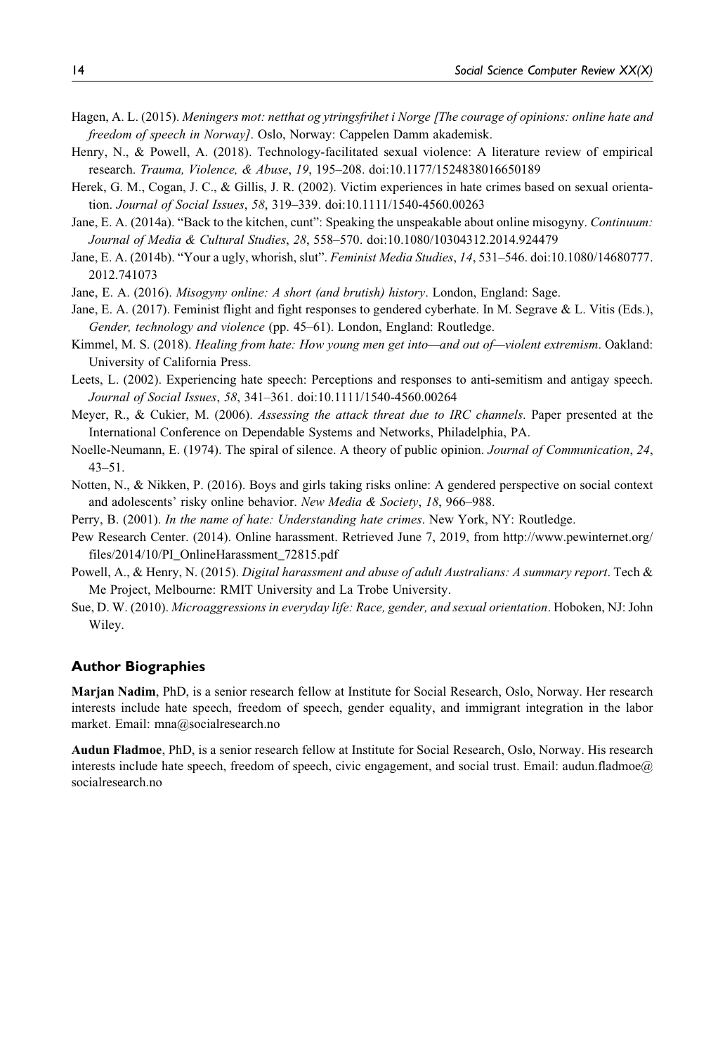Hagen, A. L. (2015). *Meningers mot: netthat og ytringsfrihet i Norge [The courage of opinions: online hate and freedom of speech in Norway]*. Oslo, Norway: Cappelen Damm akademisk.

Henry, N., & Powell, A. (2018). Technology-facilitated sexual violence: A literature review of empirical research. *Trauma, Violence, & Abuse*, *19*, 195–208. doi:10.1177/1524838016650189

Herek, G. M., Cogan, J. C., & Gillis, J. R. (2002). Victim experiences in hate crimes based on sexual orientation. *Journal of Social Issues*, *58*, 319–339. doi:10.1111/1540-4560.00263

Jane, E. A. (2014a). "Back to the kitchen, cunt": Speaking the unspeakable about online misogyny. *Continuum: Journal of Media & Cultural Studies*, *28*, 558–570. doi:10.1080/10304312.2014.924479

Jane, E. A. (2014b). "Your a ugly, whorish, slut". *Feminist Media Studies*, *14*, 531–546. doi:10.1080/14680777.2012.741073

Jane, E. A. (2016). *Misogyny online: A short (and brutish) history*. London, England: Sage.

Jane, E. A. (2017). Feminist flight and fight responses to gendered cyberhate. In M. Segrave & L. Vitis (Eds.), *Gender, technology and violence* (pp. 45–61). London, England: Routledge.

Kimmel, M. S. (2018). *Healing from hate: How young men get into—and out of—violent extremism*. Oakland: University of California Press.

Leets, L. (2002). Experiencing hate speech: Perceptions and responses to anti-semitism and antigay speech. *Journal of Social Issues*, *58*, 341–361. doi:10.1111/1540-4560.00264

Meyer, R., & Cukier, M. (2006). *Assessing the attack threat due to IRC channels*. Paper presented at the International Conference on Dependable Systems and Networks, Philadelphia, PA.

Noelle-Neumann, E. (1974). The spiral of silence. A theory of public opinion. *Journal of Communication*, *24*, 43–51.

Notten, N., & Nikken, P. (2016). Boys and girls taking risks online: A gendered perspective on social context and adolescents' risky online behavior. *New Media & Society*, *18*, 966–988.

Perry, B. (2001). *In the name of hate: Understanding hate crimes*. New York, NY: Routledge.

Pew Research Center. (2014). Online harassment. Retrieved June 7, 2019, from http://www.pewinternet.org/files/2014/10/PI_OnlineHarassment_72815.pdf

Powell, A., & Henry, N. (2015). *Digital harassment and abuse of adult Australians: A summary report*. Tech & Me Project, Melbourne: RMIT University and La Trobe University.

Sue, D. W. (2010). *Microaggressions in everyday life: Race, gender, and sexual orientation*. Hoboken, NJ: John Wiley.

### Author Biographies

**Marjan Nadim**, PhD, is a senior research fellow at Institute for Social Research, Oslo, Norway. Her research interests include hate speech, freedom of speech, gender equality, and immigrant integration in the labor market. Email: mna@socialresearch.no

**Audun Fladmoe**, PhD, is a senior research fellow at Institute for Social Research, Oslo, Norway. His research interests include hate speech, freedom of speech, civic engagement, and social trust. Email: audun.fladmoe@socialresearch.no